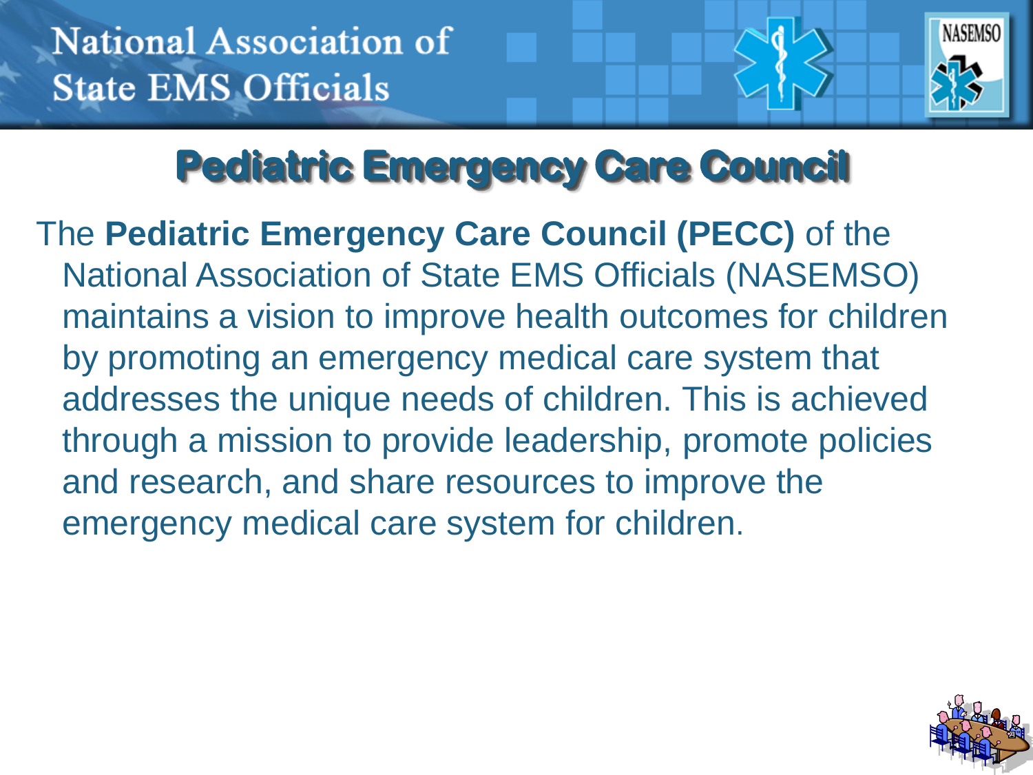National Association of State EMS Officials

# Pediatric Emergency Care Council

The **Pediatric Emergency Care Council (PECC)** of the National Association of State EMS Officials (NASEMSO) maintains a vision to improve health outcomes for children by promoting an emergency medical care system that addresses the unique needs of children. This is achieved through a mission to provide leadership, promote policies and research, and share resources to improve the emergency medical care system for children.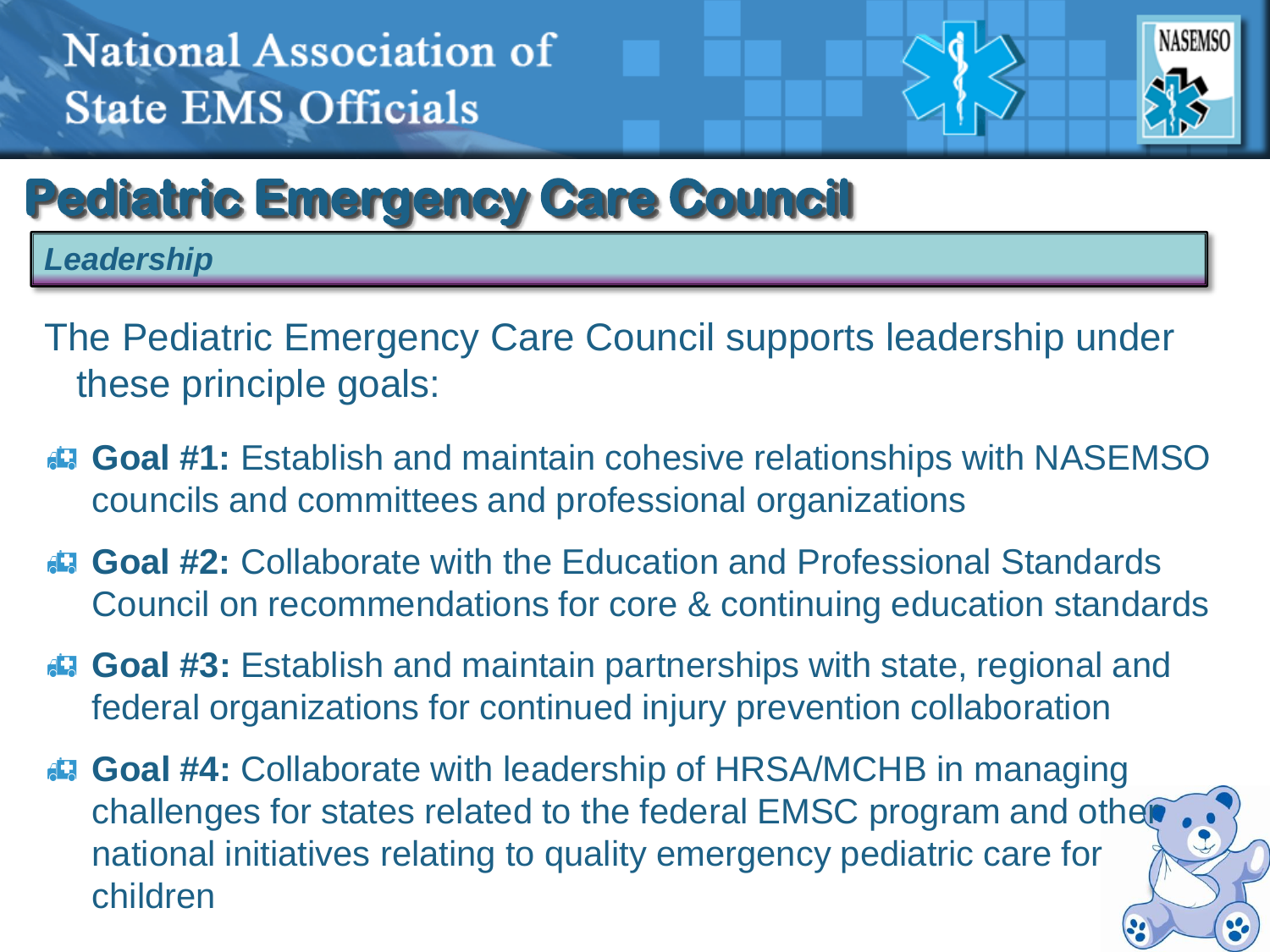National Association of State EMS Officials

# Pediatric Emergency Care Council

## *Leadership*

The Pediatric Emergency Care Council supports leadership under these principle goals:

- **Goal #1:** Establish and maintain cohesive relationships with NASEMSO councils and committees and professional organizations
- **Goal #2:** Collaborate with the Education and Professional Standards Council on recommendations for core & continuing education standards
- **Goal #3:** Establish and maintain partnerships with state, regional and federal organizations for continued injury prevention collaboration
- **Goal #4:** Collaborate with leadership of HRSA/MCHB in managing challenges for states related to the federal EMSC program and other national initiatives relating to quality emergency pediatric care for children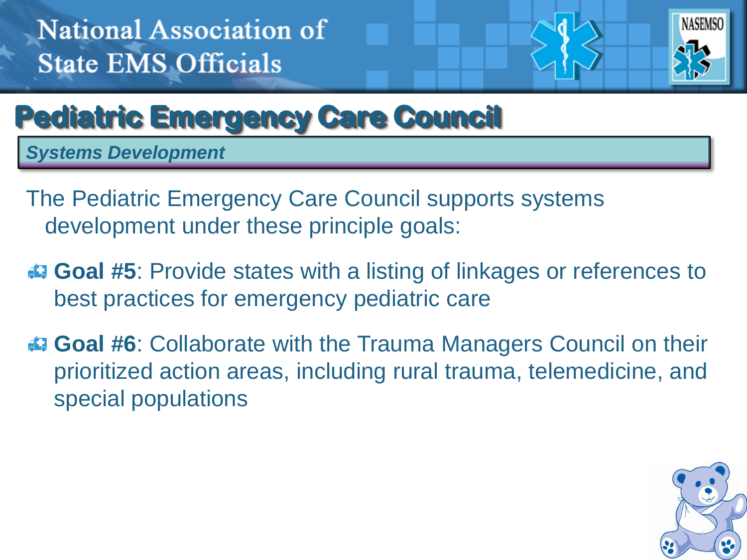# Pediatric Emergency Care Council

## *Systems Development*

The Pediatric Emergency Care Council supports systems development under these principle goals:

- **Goal #5**: Provide states with a listing of linkages or references to best practices for emergency pediatric care
- **Goal #6**: Collaborate with the Trauma Managers Council on their prioritized action areas, including rural trauma, telemedicine, and special populations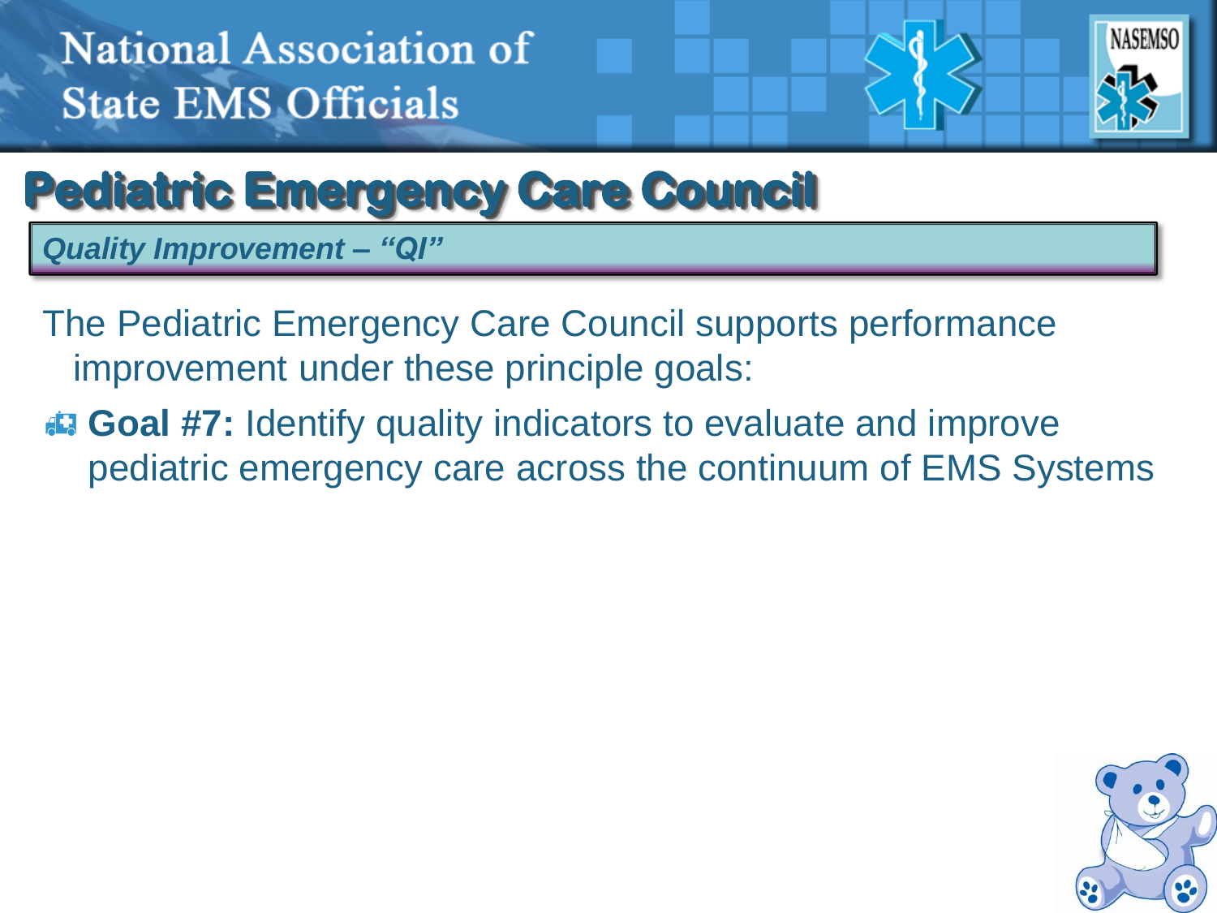# Pediatric Emergency Care Council

***Quality Improvement – "QI"***

The Pediatric Emergency Care Council supports performance improvement under these principle goals:

- **Goal #7:** Identify quality indicators to evaluate and improve pediatric emergency care across the continuum of EMS Systems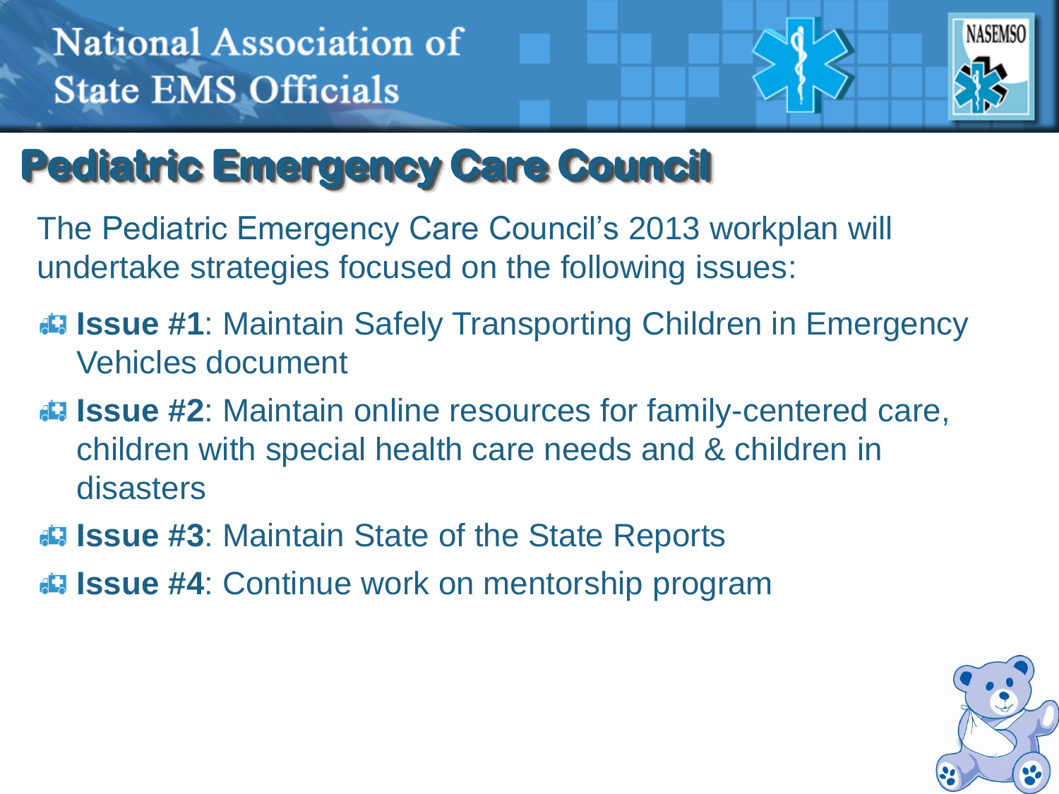National Association of State EMS Officials

# Pediatric Emergency Care Council

The Pediatric Emergency Care Council's 2013 workplan will undertake strategies focused on the following issues:

- **Issue #1**: Maintain Safely Transporting Children in Emergency Vehicles document
- **Issue #2**: Maintain online resources for family-centered care, children with special health care needs and & children in disasters
- **Issue #3**: Maintain State of the State Reports
- **Issue #4**: Continue work on mentorship program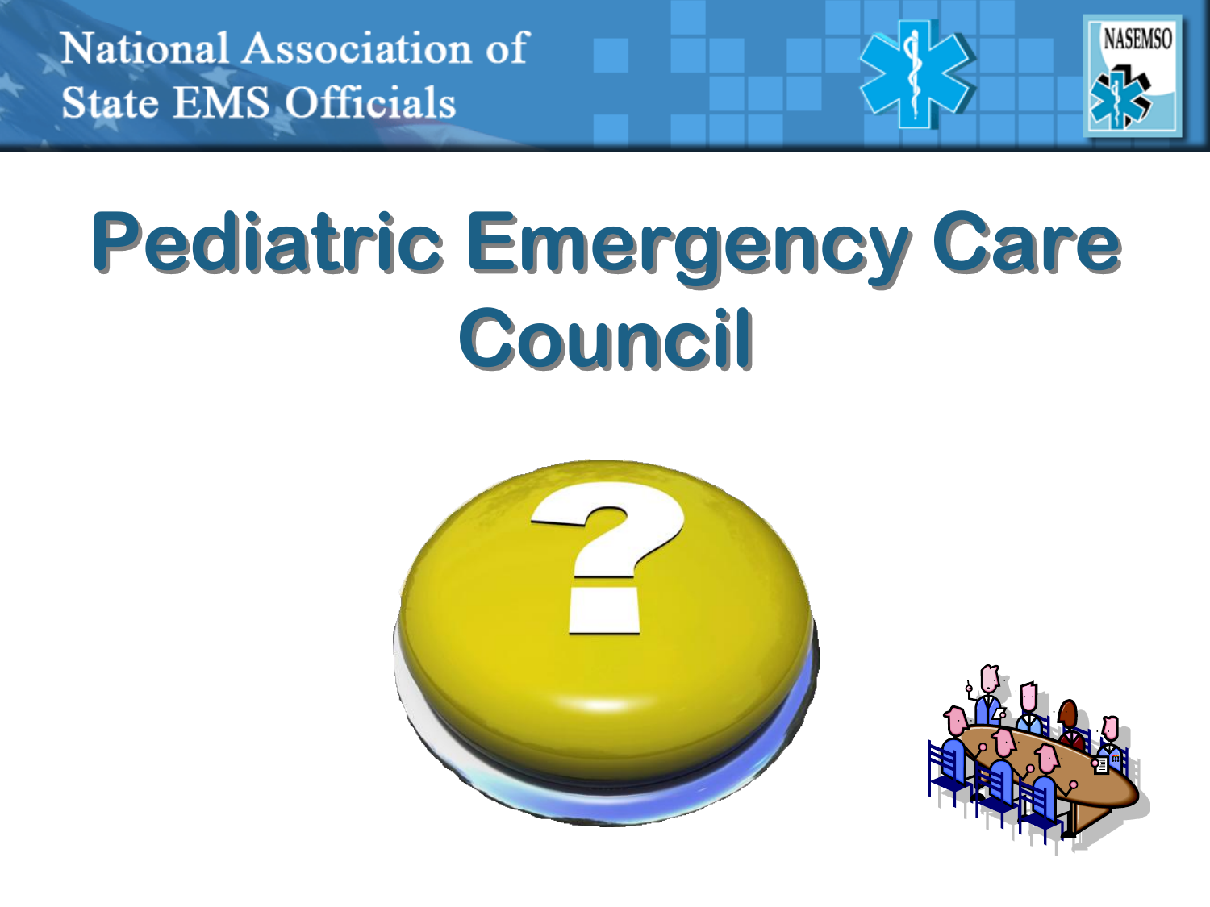# Pediatric Emergency Care Council